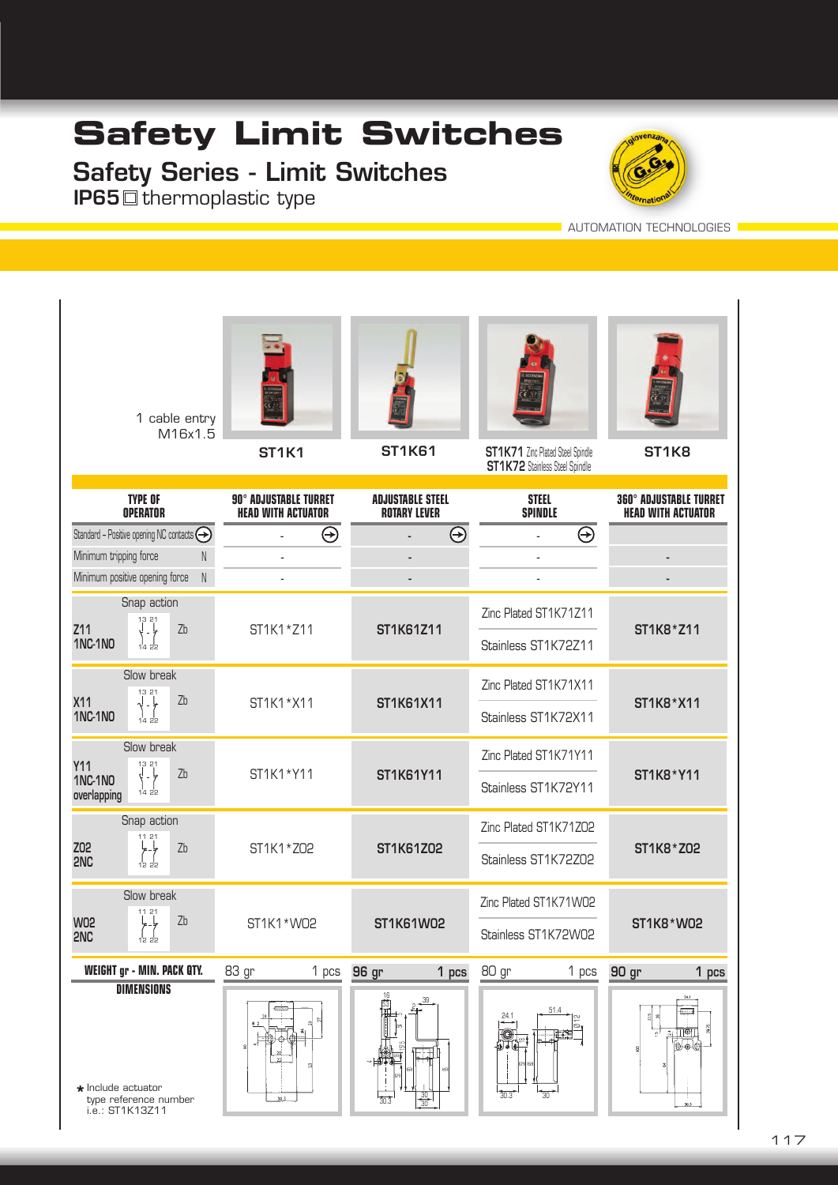# Safety Limit Switches

## Safety Series - Limit Switches

**IP65** ☐ thermoplastic type

AUTOMATION TECHNOLOGIES

1 cable entry M16x1.5

| | ST1K1 | ST1K61 | ST1K71 Zinc Plated Steel Spindle / ST1K72 Stainless Steel Spindle | ST1K8 |
|---|---|---|---|---|
| **TYPE OF OPERATOR** | **90° ADJUSTABLE TURRET HEAD WITH ACTUATOR** | **ADJUSTABLE STEEL ROTARY LEVER** | **STEEL SPINDLE** | **360° ADJUSTABLE TURRET HEAD WITH ACTUATOR** |
| Standard - Positive opening NC contacts ⊖ | - ⊖ | - ⊖ | - ⊖ | |
| Minimum tripping force N | - | - | - | - |
| Minimum positive opening force N | - | - | - | - |
| Snap action Z11 1NC-1NO (13 21 / 14 22) Zb | ST1K1*Z11 | **ST1K61Z11** | Zinc Plated ST1K71Z11 / Stainless ST1K72Z11 | **ST1K8*Z11** |
| Slow break X11 1NC-1NO (13 21 / 14 22) Zb | ST1K1*X11 | **ST1K61X11** | Zinc Plated ST1K71X11 / Stainless ST1K72X11 | **ST1K8*X11** |
| Slow break Y11 1NC-1NO overlapping (13 21 / 14 22) Zb | ST1K1*Y11 | **ST1K61Y11** | Zinc Plated ST1K71Y11 / Stainless ST1K72Y11 | **ST1K8*Y11** |
| Snap action Z02 2NC (11 21 / 12 22) Zb | ST1K1*Z02 | **ST1K61Z02** | Zinc Plated ST1K71Z02 / Stainless ST1K72Z02 | **ST1K8*Z02** |
| Slow break W02 2NC (11 21 / 12 22) Zb | ST1K1*W02 | **ST1K61W02** | Zinc Plated ST1K71W02 / Stainless ST1K72W02 | **ST1K8*W02** |
| **WEIGHT gr - MIN. PACK QTY.** | 83 gr 1 pcs | **96 gr 1 pcs** | 80 gr 1 pcs | **90 gr 1 pcs** |
| **DIMENSIONS** | | | | |

★ Include actuator type reference number i.e.: ST1K13Z11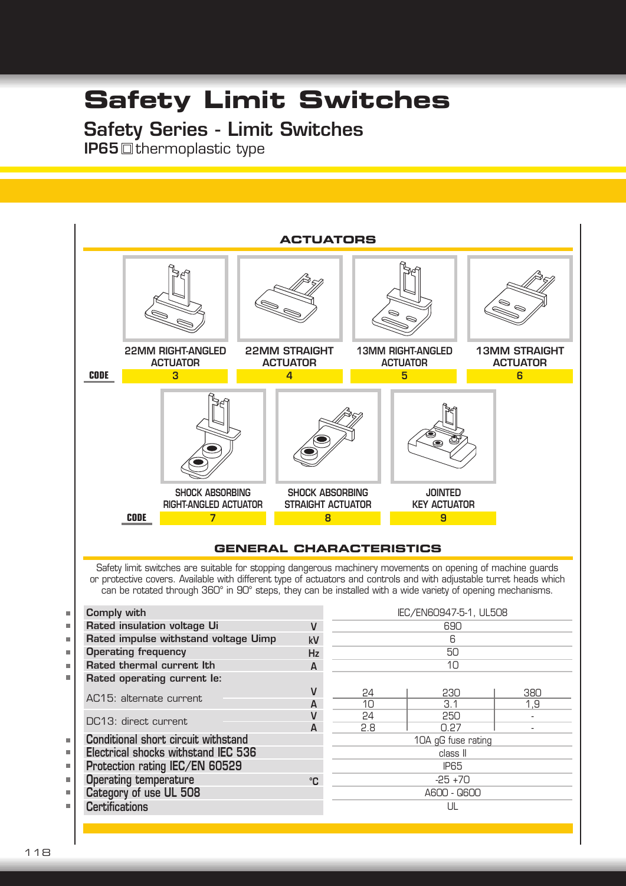# Safety Limit Switches

## Safety Series - Limit Switches

**IP65** ☐ thermoplastic type

### ACTUATORS

| | 22MM RIGHT-ANGLED ACTUATOR | 22MM STRAIGHT ACTUATOR | 13MM RIGHT-ANGLED ACTUATOR | 13MM STRAIGHT ACTUATOR |
|---|---|---|---|---|
| CODE | 3 | 4 | 5 | 6 |

| | SHOCK ABSORBING RIGHT-ANGLED ACTUATOR | SHOCK ABSORBING STRAIGHT ACTUATOR | JOINTED KEY ACTUATOR |
|---|---|---|---|
| CODE | 7 | 8 | 9 |

### GENERAL CHARACTERISTICS

Safety limit switches are suitable for stopping dangerous machinery movements on opening of machine guards or protective covers. Available with different type of actuators and controls and with adjustable turret heads which can be rotated through 360° in 90° steps, they can be installed with a wide variety of opening mechanisms.

| | | | | |
|---|---|---|---|---|
| **Comply with** | | IEC/EN60947-5-1, UL508 | | |
| **Rated insulation voltage Ui** | V | 690 | | |
| **Rated impulse withstand voltage Uimp** | kV | 6 | | |
| **Operating frequency** | Hz | 50 | | |
| **Rated thermal current Ith** | A | 10 | | |
| **Rated operating current Ie:** | | | | |
| AC15: alternate current | V | 24 | 230 | 380 |
| | A | 10 | 3.1 | 1,9 |
| DC13: direct current | V | 24 | 250 | - |
| | A | 2.8 | 0.27 | - |
| **Conditional short circuit withstand** | | 10A gG fuse rating | | |
| **Electrical shocks withstand IEC 536** | | class II | | |
| **Protection rating IEC/EN 60529** | | IP65 | | |
| **Operating temperature** | °C | -25 +70 | | |
| **Category of use UL 508** | | A600 - Q600 | | |
| **Certifications** | | UL | | |